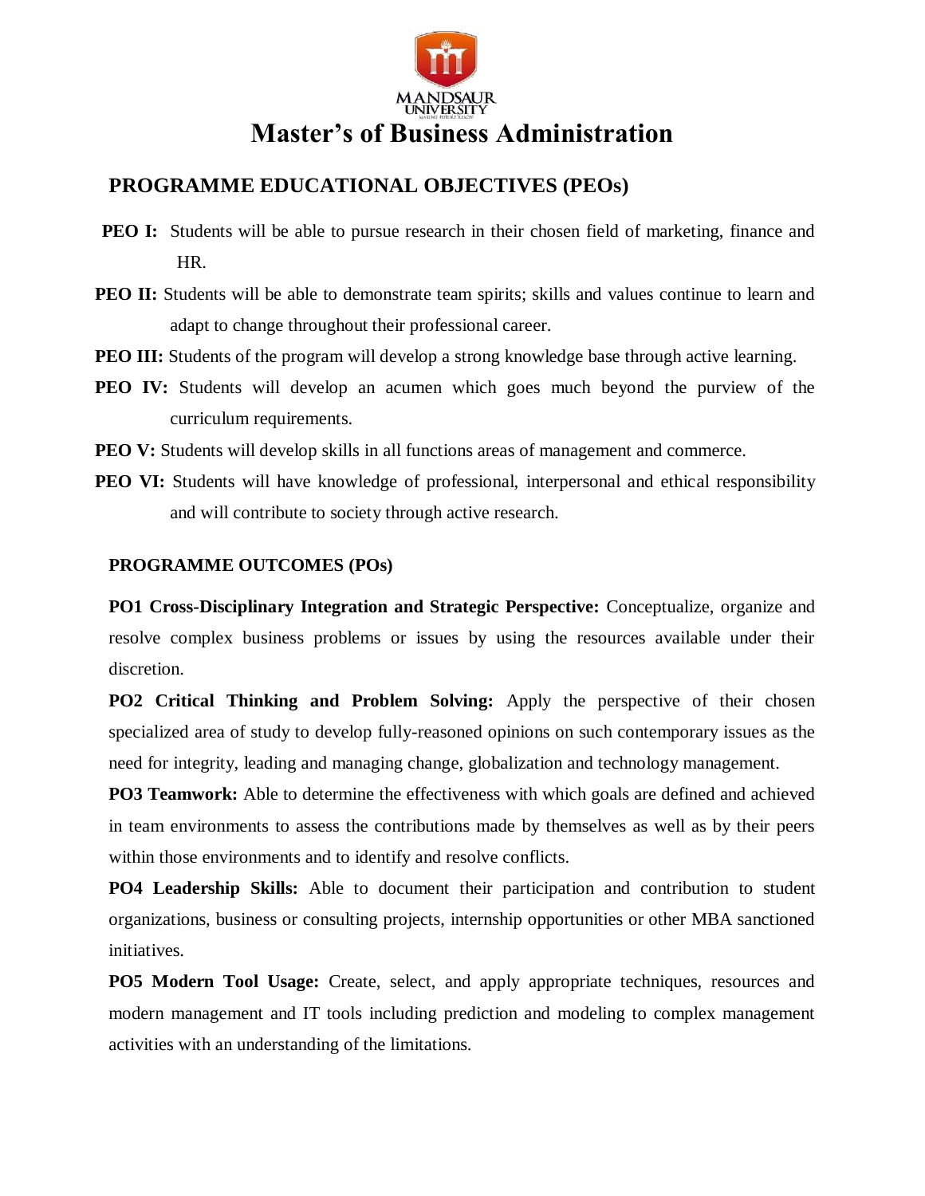MANDSAUR UNIVERSITY

# Master's of Business Administration

## PROGRAMME EDUCATIONAL OBJECTIVES (PEOs)

**PEO I:** Students will be able to pursue research in their chosen field of marketing, finance and HR.

**PEO II:** Students will be able to demonstrate team spirits; skills and values continue to learn and adapt to change throughout their professional career.

**PEO III:** Students of the program will develop a strong knowledge base through active learning.

**PEO IV:** Students will develop an acumen which goes much beyond the purview of the curriculum requirements.

**PEO V:** Students will develop skills in all functions areas of management and commerce.

**PEO VI:** Students will have knowledge of professional, interpersonal and ethical responsibility and will contribute to society through active research.

## PROGRAMME OUTCOMES (POs)

**PO1 Cross-Disciplinary Integration and Strategic Perspective:** Conceptualize, organize and resolve complex business problems or issues by using the resources available under their discretion.

**PO2 Critical Thinking and Problem Solving:** Apply the perspective of their chosen specialized area of study to develop fully-reasoned opinions on such contemporary issues as the need for integrity, leading and managing change, globalization and technology management.

**PO3 Teamwork:** Able to determine the effectiveness with which goals are defined and achieved in team environments to assess the contributions made by themselves as well as by their peers within those environments and to identify and resolve conflicts.

**PO4 Leadership Skills:** Able to document their participation and contribution to student organizations, business or consulting projects, internship opportunities or other MBA sanctioned initiatives.

**PO5 Modern Tool Usage:** Create, select, and apply appropriate techniques, resources and modern management and IT tools including prediction and modeling to complex management activities with an understanding of the limitations.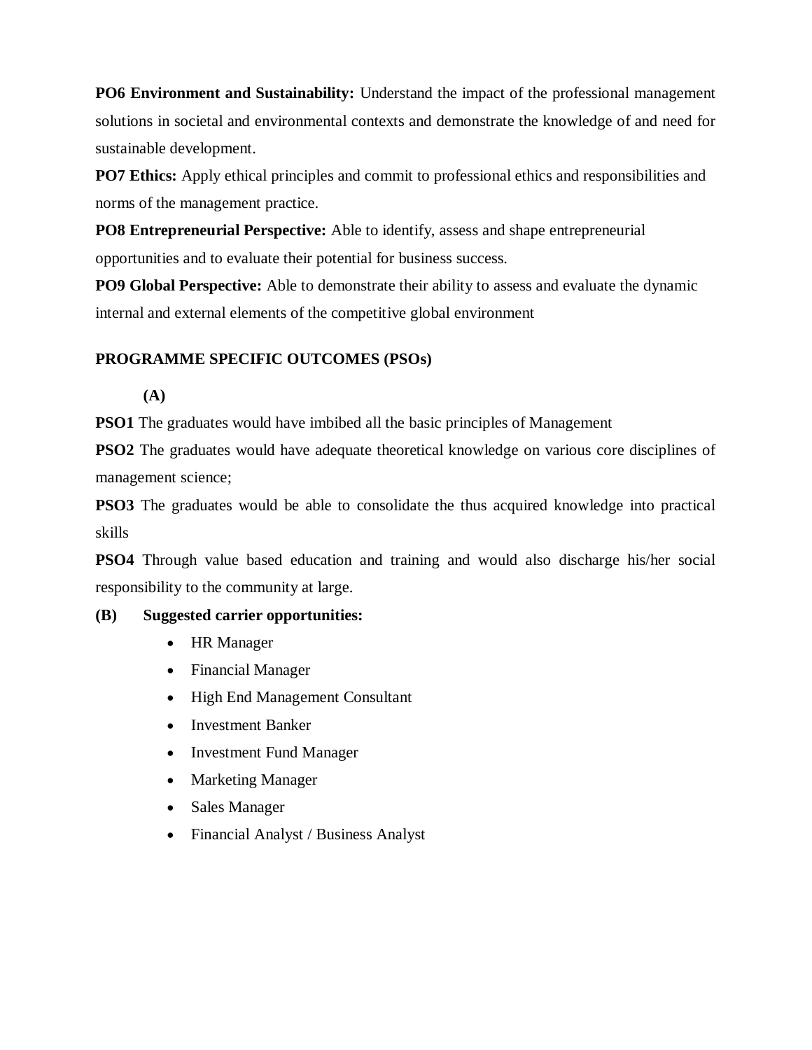**PO6 Environment and Sustainability:** Understand the impact of the professional management solutions in societal and environmental contexts and demonstrate the knowledge of and need for sustainable development.

**PO7 Ethics:** Apply ethical principles and commit to professional ethics and responsibilities and norms of the management practice.

**PO8 Entrepreneurial Perspective:** Able to identify, assess and shape entrepreneurial opportunities and to evaluate their potential for business success.

**PO9 Global Perspective:** Able to demonstrate their ability to assess and evaluate the dynamic internal and external elements of the competitive global environment

**PROGRAMME SPECIFIC OUTCOMES (PSOs)**

**(A)**

**PSO1** The graduates would have imbibed all the basic principles of Management

**PSO2** The graduates would have adequate theoretical knowledge on various core disciplines of management science;

**PSO3** The graduates would be able to consolidate the thus acquired knowledge into practical skills

**PSO4** Through value based education and training and would also discharge his/her social responsibility to the community at large.

**(B) Suggested carrier opportunities:**

- HR Manager
- Financial Manager
- High End Management Consultant
- Investment Banker
- Investment Fund Manager
- Marketing Manager
- Sales Manager
- Financial Analyst / Business Analyst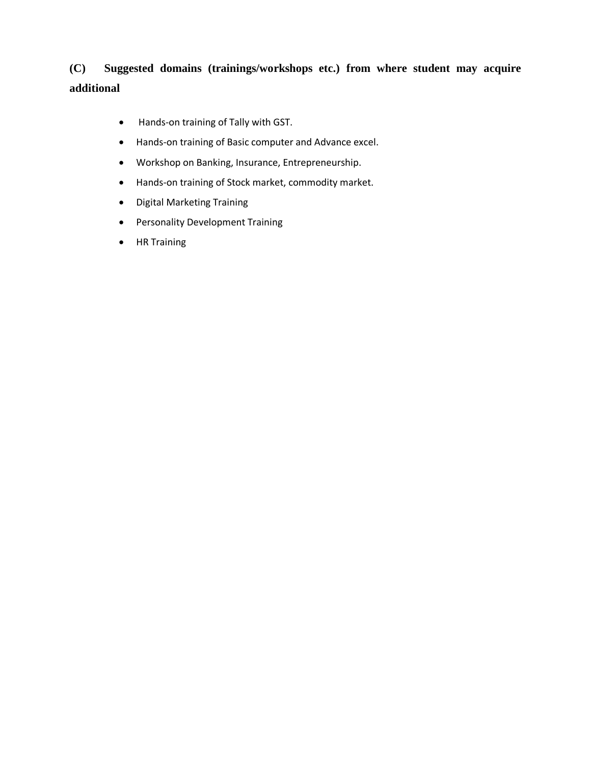**(C) Suggested domains (trainings/workshops etc.) from where student may acquire additional**

- Hands-on training of Tally with GST.
- Hands-on training of Basic computer and Advance excel.
- Workshop on Banking, Insurance, Entrepreneurship.
- Hands-on training of Stock market, commodity market.
- Digital Marketing Training
- Personality Development Training
- HR Training